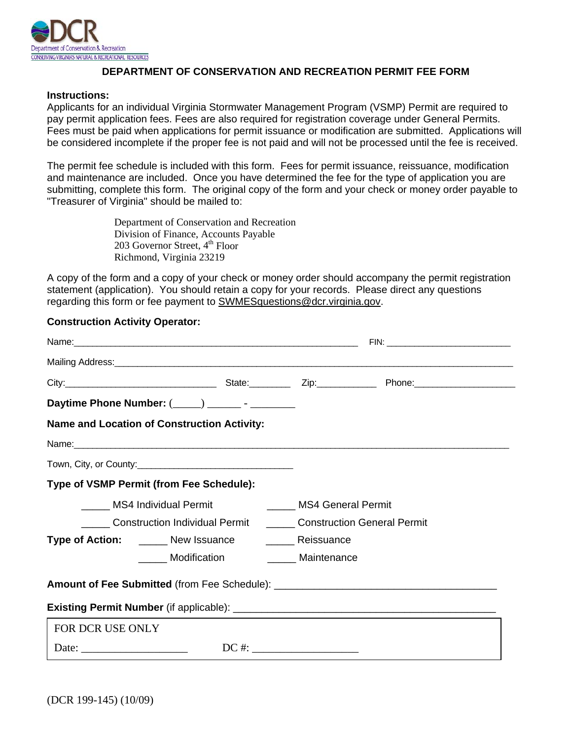DCR
Department of Conservation & Recreation
CONSERVING VIRGINIA'S NATURAL & RECREATIONAL RESOURCES

# DEPARTMENT OF CONSERVATION AND RECREATION PERMIT FEE FORM

**Instructions:**

Applicants for an individual Virginia Stormwater Management Program (VSMP) Permit are required to pay permit application fees. Fees are also required for registration coverage under General Permits. Fees must be paid when applications for permit issuance or modification are submitted. Applications will be considered incomplete if the proper fee is not paid and will not be processed until the fee is received.

The permit fee schedule is included with this form. Fees for permit issuance, reissuance, modification and maintenance are included. Once you have determined the fee for the type of application you are submitting, complete this form. The original copy of the form and your check or money order payable to "Treasurer of Virginia" should be mailed to:

> Department of Conservation and Recreation
> Division of Finance, Accounts Payable
> 203 Governor Street, 4th Floor
> Richmond, Virginia 23219

A copy of the form and a copy of your check or money order should accompany the permit registration statement (application). You should retain a copy for your records. Please direct any questions regarding this form or fee payment to SWMESquestions@dcr.virginia.gov.

**Construction Activity Operator:**

Name:____________________________________________________________ FIN: __________________________

Mailing Address:_____________________________________________________________________________________

City:______________________________ State:________ Zip:____________ Phone:____________________

**Daytime Phone Number:** (_____) ______ - ________

**Name and Location of Construction Activity:**

Name:_____________________________________________________________________________________________

Town, City, or County:_______________________________

**Type of VSMP Permit (from Fee Schedule):**

_____ MS4 Individual Permit _____ MS4 General Permit

_____ Construction Individual Permit _____ Construction General Permit

**Type of Action:** _____ New Issuance _____ Reissuance

_____ Modification _____ Maintenance

**Amount of Fee Submitted** (from Fee Schedule): _______________________________________

**Existing Permit Number** (if applicable): ______________________________________________

| FOR DCR USE ONLY | |
|---|---|
| Date: ___________________ | DC #: ___________________ |

(DCR 199-145) (10/09)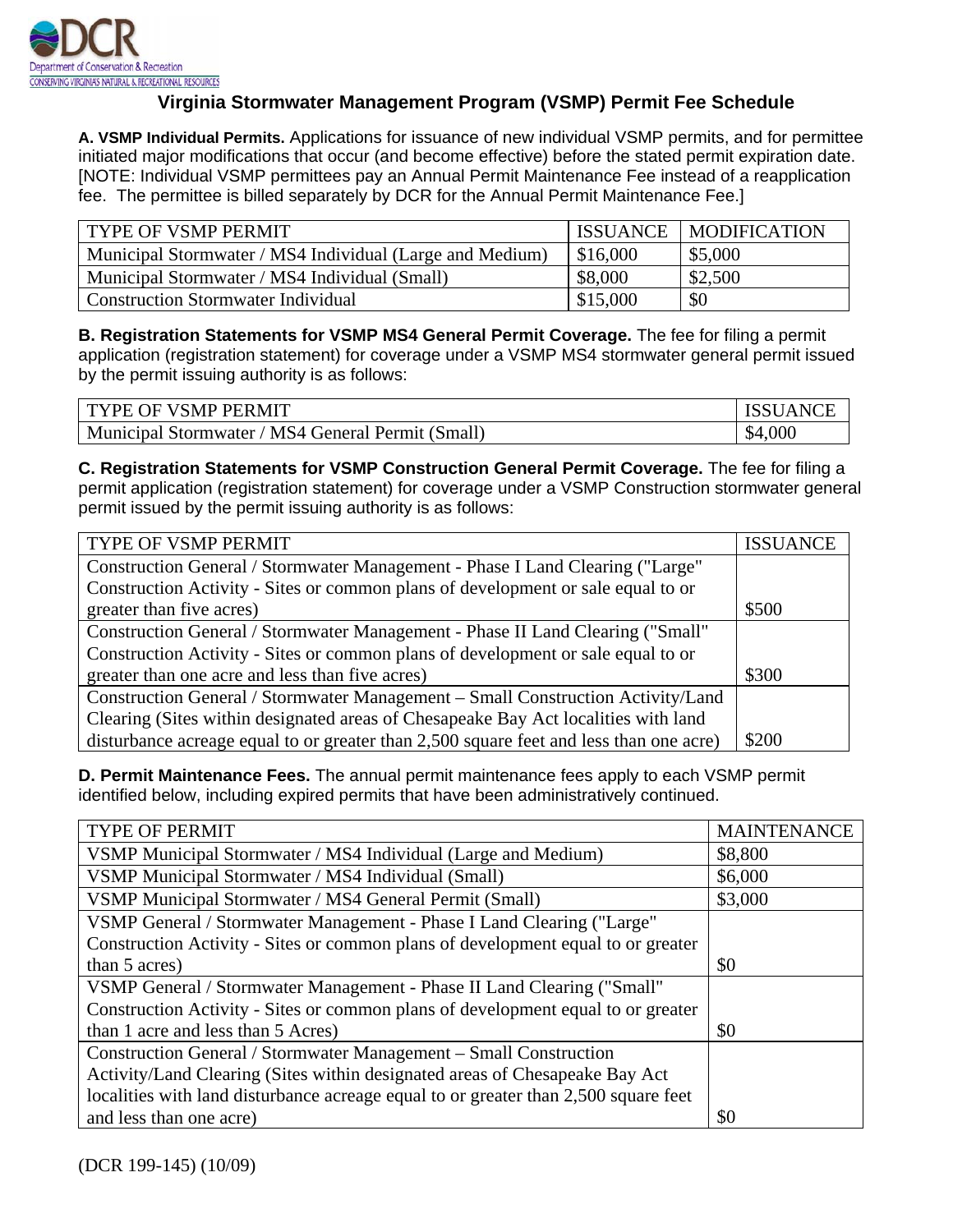DCR

Department of Conservation & Recreation

CONSERVING VIRGINIA'S NATURAL & RECREATIONAL RESOURCES

# Virginia Stormwater Management Program (VSMP) Permit Fee Schedule

**A. VSMP Individual Permits.** Applications for issuance of new individual VSMP permits, and for permittee initiated major modifications that occur (and become effective) before the stated permit expiration date. [NOTE: Individual VSMP permittees pay an Annual Permit Maintenance Fee instead of a reapplication fee. The permittee is billed separately by DCR for the Annual Permit Maintenance Fee.]

| TYPE OF VSMP PERMIT | ISSUANCE | MODIFICATION |
|---|---|---|
| Municipal Stormwater / MS4 Individual (Large and Medium) | $16,000 | $5,000 |
| Municipal Stormwater / MS4 Individual (Small) | $8,000 | $2,500 |
| Construction Stormwater Individual | $15,000 | $0 |

**B. Registration Statements for VSMP MS4 General Permit Coverage.** The fee for filing a permit application (registration statement) for coverage under a VSMP MS4 stormwater general permit issued by the permit issuing authority is as follows:

| TYPE OF VSMP PERMIT | ISSUANCE |
|---|---|
| Municipal Stormwater / MS4 General Permit (Small) | $4,000 |

**C. Registration Statements for VSMP Construction General Permit Coverage.** The fee for filing a permit application (registration statement) for coverage under a VSMP Construction stormwater general permit issued by the permit issuing authority is as follows:

| TYPE OF VSMP PERMIT | ISSUANCE |
|---|---|
| Construction General / Stormwater Management - Phase I Land Clearing ("Large" Construction Activity - Sites or common plans of development or sale equal to or greater than five acres) | $500 |
| Construction General / Stormwater Management - Phase II Land Clearing ("Small" Construction Activity - Sites or common plans of development or sale equal to or greater than one acre and less than five acres) | $300 |
| Construction General / Stormwater Management – Small Construction Activity/Land Clearing (Sites within designated areas of Chesapeake Bay Act localities with land disturbance acreage equal to or greater than 2,500 square feet and less than one acre) | $200 |

**D. Permit Maintenance Fees.** The annual permit maintenance fees apply to each VSMP permit identified below, including expired permits that have been administratively continued.

| TYPE OF PERMIT | MAINTENANCE |
|---|---|
| VSMP Municipal Stormwater / MS4 Individual (Large and Medium) | $8,800 |
| VSMP Municipal Stormwater / MS4 Individual (Small) | $6,000 |
| VSMP Municipal Stormwater / MS4 General Permit (Small) | $3,000 |
| VSMP General / Stormwater Management - Phase I Land Clearing ("Large" Construction Activity - Sites or common plans of development equal to or greater than 5 acres) | $0 |
| VSMP General / Stormwater Management - Phase II Land Clearing ("Small" Construction Activity - Sites or common plans of development equal to or greater than 1 acre and less than 5 Acres) | $0 |
| Construction General / Stormwater Management – Small Construction Activity/Land Clearing (Sites within designated areas of Chesapeake Bay Act localities with land disturbance acreage equal to or greater than 2,500 square feet and less than one acre) | $0 |

(DCR 199-145) (10/09)